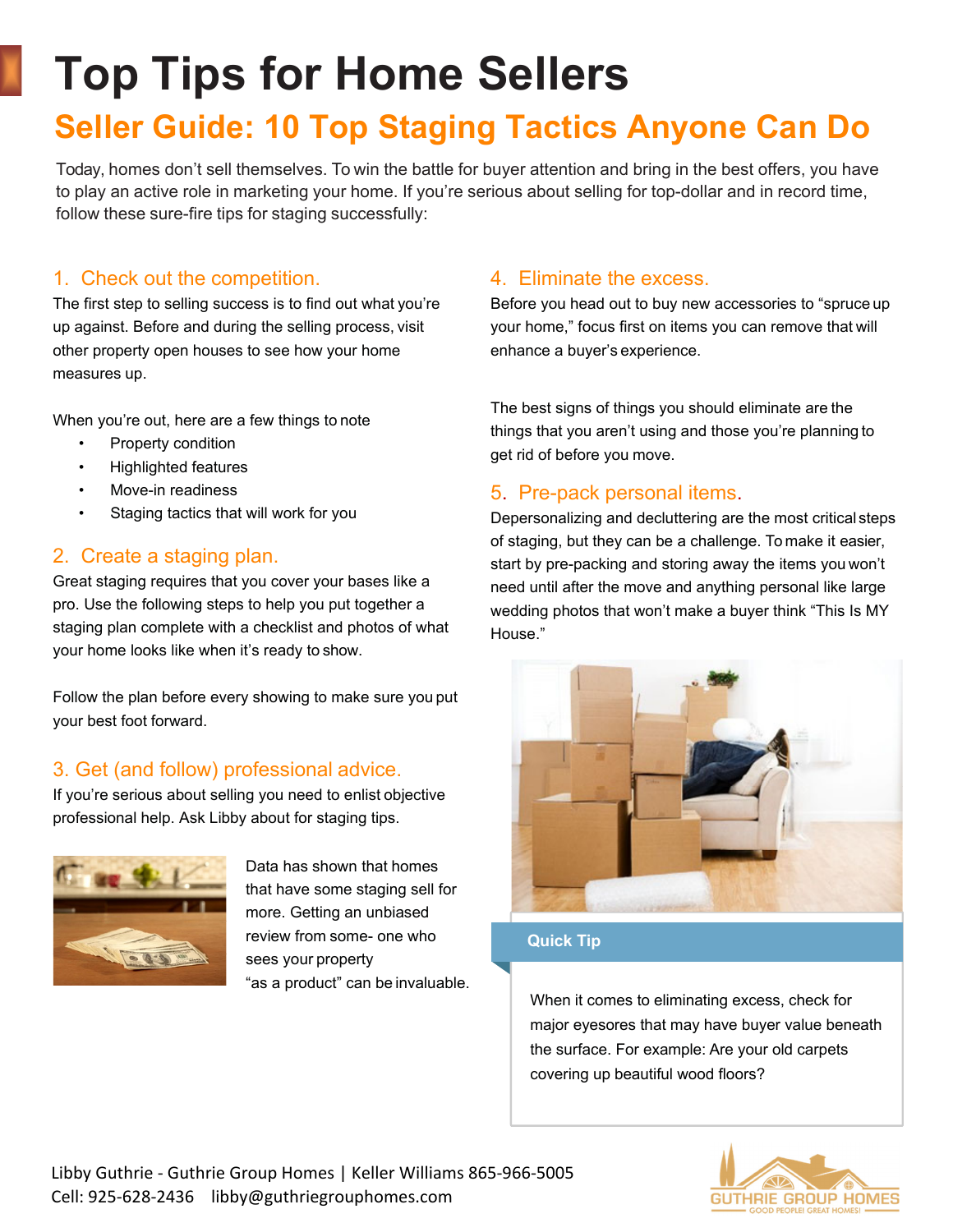# Top Tips for Home Sellers

## Seller Guide: 10 Top Staging Tactics Anyone Can Do

Today, homes don't sell themselves. To win the battle for buyer attention and bring in the best offers, you have to play an active role in marketing your home. If you're serious about selling for top-dollar and in record time, follow these sure-fire tips for staging successfully:

### 1. Check out the competition.

The first step to selling success is to find out what you're up against. Before and during the selling process, visit other property open houses to see how your home measures up.

When you're out, here are a few things to note

- Property condition
- Highlighted features
- Move-in readiness
- Staging tactics that will work for you

### 2. Create a staging plan.

Great staging requires that you cover your bases like a pro. Use the following steps to help you put together a staging plan complete with a checklist and photos of what your home looks like when it's ready to show.

Follow the plan before every showing to make sure you put your best foot forward.

### 3. Get (and follow) professional advice.

If you're serious about selling you need to enlist objective professional help. Ask Libby about for staging tips.

Data has shown that homes that have some staging sell for more. Getting an unbiased review from some- one who sees your property "as a product" can be invaluable.

### 4. Eliminate the excess.

Before you head out to buy new accessories to "spruce up your home," focus first on items you can remove that will enhance a buyer's experience.

The best signs of things you should eliminate are the things that you aren't using and those you're planning to get rid of before you move.

### 5. Pre-pack personal items.

Depersonalizing and decluttering are the most critical steps of staging, but they can be a challenge. To make it easier, start by pre-packing and storing away the items you won't need until after the move and anything personal like large wedding photos that won't make a buyer think "This Is MY House."

**Quick Tip**

When it comes to eliminating excess, check for major eyesores that may have buyer value beneath the surface. For example: Are your old carpets covering up beautiful wood floors?

Libby Guthrie - Guthrie Group Homes | Keller Williams 865-966-5005
Cell: 925-628-2436 libby@guthriegrouphomes.com

GUTHRIE GROUP HOMES
GOOD PEOPLE! GREAT HOMES!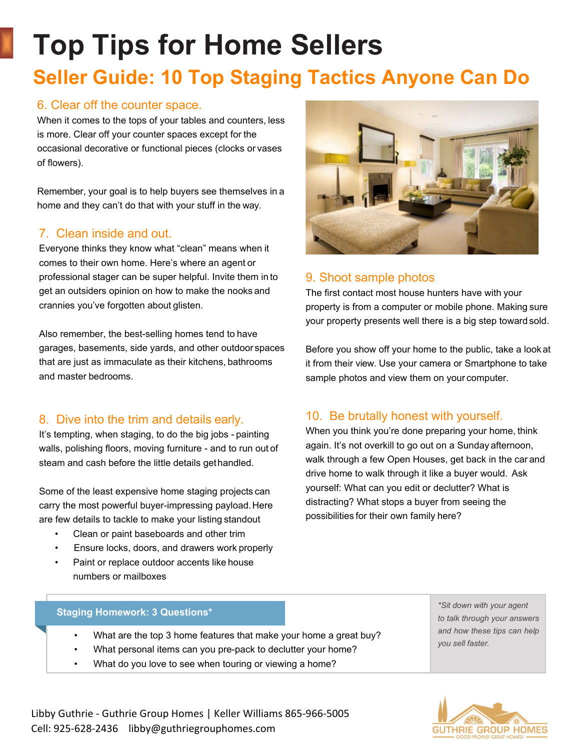# Top Tips for Home Sellers

## Seller Guide: 10 Top Staging Tactics Anyone Can Do

### 6. Clear off the counter space.

When it comes to the tops of your tables and counters, less is more. Clear off your counter spaces except for the occasional decorative or functional pieces (clocks or vases of flowers).

Remember, your goal is to help buyers see themselves in a home and they can't do that with your stuff in the way.

### 7. Clean inside and out.

Everyone thinks they know what "clean" means when it comes to their own home. Here's where an agent or professional stager can be super helpful. Invite them in to get an outsiders opinion on how to make the nooks and crannies you've forgotten about glisten.

Also remember, the best-selling homes tend to have garages, basements, side yards, and other outdoor spaces that are just as immaculate as their kitchens, bathrooms and master bedrooms.

### 8. Dive into the trim and details early.

It's tempting, when staging, to do the big jobs - painting walls, polishing floors, moving furniture - and to run out of steam and cash before the little details get handled.

Some of the least expensive home staging projects can carry the most powerful buyer-impressing payload. Here are few details to tackle to make your listing standout

- Clean or paint baseboards and other trim
- Ensure locks, doors, and drawers work properly
- Paint or replace outdoor accents like house numbers or mailboxes

### 9. Shoot sample photos

The first contact most house hunters have with your property is from a computer or mobile phone. Making sure your property presents well there is a big step toward sold.

Before you show off your home to the public, take a look at it from their view. Use your camera or Smartphone to take sample photos and view them on your computer.

### 10. Be brutally honest with yourself.

When you think you're done preparing your home, think again. It's not overkill to go out on a Sunday afternoon, walk through a few Open Houses, get back in the car and drive home to walk through it like a buyer would. Ask yourself: What can you edit or declutter? What is distracting? What stops a buyer from seeing the possibilities for their own family here?

**Staging Homework: 3 Questions***

- What are the top 3 home features that make your home a great buy?
- What personal items can you pre-pack to declutter your home?
- What do you love to see when touring or viewing a home?

*\*Sit down with your agent to talk through your answers and how these tips can help you sell faster.*

Libby Guthrie - Guthrie Group Homes | Keller Williams 865-966-5005
Cell: 925-628-2436 libby@guthriegrouphomes.com

GUTHRIE GROUP HOMES
GOOD PEOPLE! GREAT HOMES!